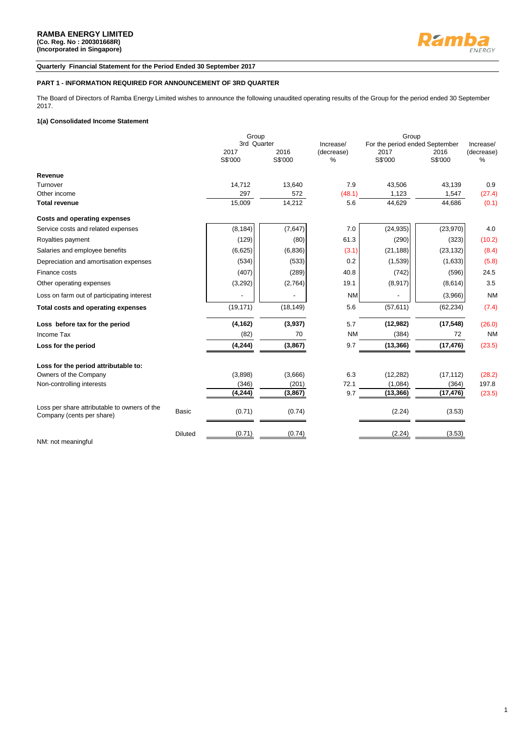**RAMBA ENERGY LIMITED**
**(Co. Reg. No : 200301668R)**
**(Incorporated in Singapore)**

**Quarterly Financial Statement for the Period Ended 30 September 2017**

**PART 1 - INFORMATION REQUIRED FOR ANNOUNCEMENT OF 3RD QUARTER**

The Board of Directors of Ramba Energy Limited wishes to announce the following unaudited operating results of the Group for the period ended 30 September 2017.

**1(a) Consolidated Income Statement**

| | | Group 3rd Quarter | | Increase/ (decrease) | Group For the period ended September | | Increase/ (decrease) |
|---|---|---|---|---|---|---|---|
| | | 2017 S$'000 | 2016 S$'000 | % | 2017 S$'000 | 2016 S$'000 | % |
| **Revenue** | | | | | | | |
| Turnover | | 14,712 | 13,640 | 7.9 | 43,506 | 43,139 | 0.9 |
| Other income | | 297 | 572 | (48.1) | 1,123 | 1,547 | (27.4) |
| **Total revenue** | | 15,009 | 14,212 | 5.6 | 44,629 | 44,686 | (0.1) |
| **Costs and operating expenses** | | | | | | | |
| Service costs and related expenses | | (8,184) | (7,647) | 7.0 | (24,935) | (23,970) | 4.0 |
| Royalties payment | | (129) | (80) | 61.3 | (290) | (323) | (10.2) |
| Salaries and employee benefits | | (6,625) | (6,836) | (3.1) | (21,188) | (23,132) | (8.4) |
| Depreciation and amortisation expenses | | (534) | (533) | 0.2 | (1,539) | (1,633) | (5.8) |
| Finance costs | | (407) | (289) | 40.8 | (742) | (596) | 24.5 |
| Other operating expenses | | (3,292) | (2,764) | 19.1 | (8,917) | (8,614) | 3.5 |
| Loss on farm out of participating interest | | - | - | NM | - | (3,966) | NM |
| **Total costs and operating expenses** | | (19,171) | (18,149) | 5.6 | (57,611) | (62,234) | (7.4) |
| **Loss before tax for the period** | | **(4,162)** | **(3,937)** | 5.7 | **(12,982)** | **(17,548)** | (26.0) |
| Income Tax | | (82) | 70 | NM | (384) | 72 | NM |
| **Loss for the period** | | **(4,244)** | **(3,867)** | 9.7 | **(13,366)** | **(17,476)** | (23.5) |
| **Loss for the period attributable to:** | | | | | | | |
| Owners of the Company | | (3,898) | (3,666) | 6.3 | (12,282) | (17,112) | (28.2) |
| Non-controlling interests | | (346) | (201) | 72.1 | (1,084) | (364) | 197.8 |
| | | **(4,244)** | **(3,867)** | 9.7 | **(13,366)** | **(17,476)** | (23.5) |
| Loss per share attributable to owners of the Company (cents per share) | Basic | (0.71) | (0.74) | | (2.24) | (3.53) | |
| | Diluted | (0.71) | (0.74) | | (2.24) | (3.53) | |

NM: not meaningful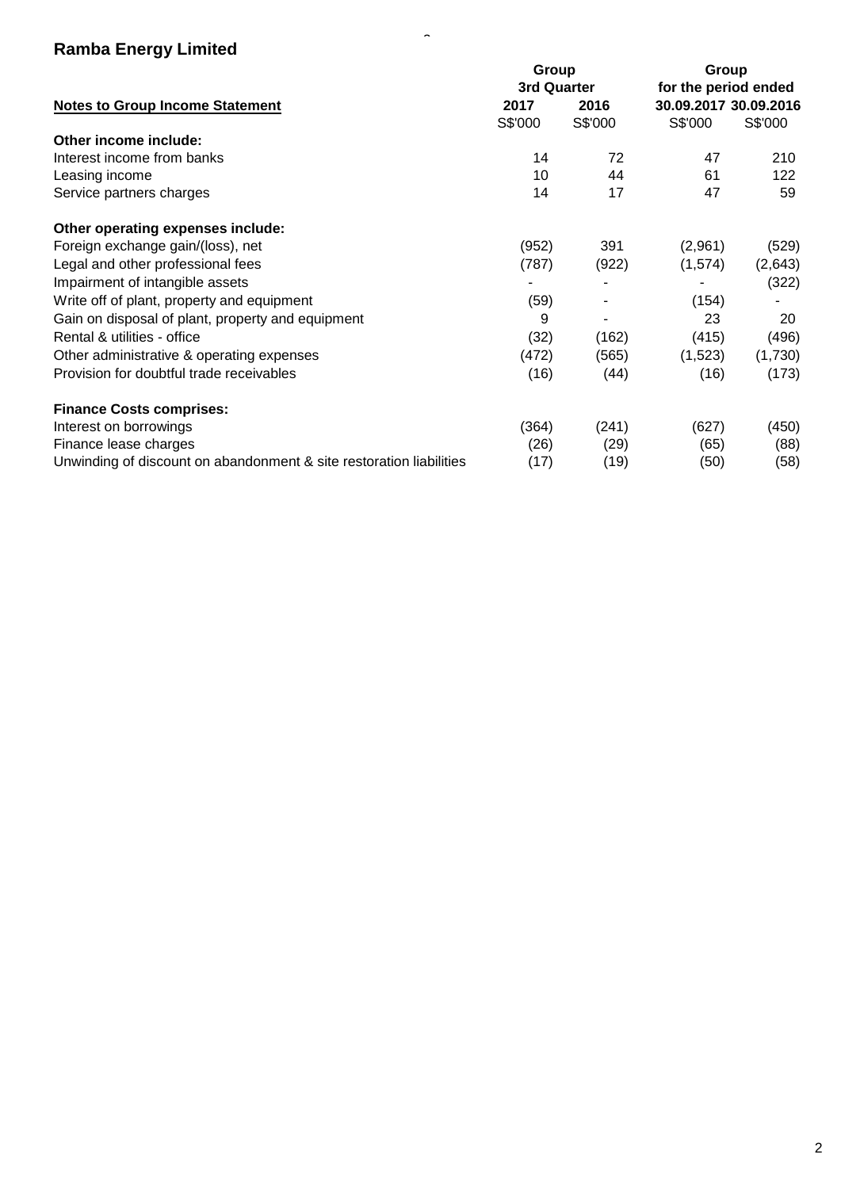## Ramba Energy Limited

| Notes to Group Income Statement | Group 3rd Quarter 2017 S$'000 | Group 3rd Quarter 2016 S$'000 | Group for the period ended 30.09.2017 S$'000 | Group for the period ended 30.09.2016 S$'000 |
|---|---|---|---|---|
| **Other income include:** | | | | |
| Interest income from banks | 14 | 72 | 47 | 210 |
| Leasing income | 10 | 44 | 61 | 122 |
| Service partners charges | 14 | 17 | 47 | 59 |
| **Other operating expenses include:** | | | | |
| Foreign exchange gain/(loss), net | (952) | 391 | (2,961) | (529) |
| Legal and other professional fees | (787) | (922) | (1,574) | (2,643) |
| Impairment of intangible assets | - | - | - | (322) |
| Write off of plant, property and equipment | (59) | - | (154) | - |
| Gain on disposal of plant, property and equipment | 9 | - | 23 | 20 |
| Rental & utilities - office | (32) | (162) | (415) | (496) |
| Other administrative & operating expenses | (472) | (565) | (1,523) | (1,730) |
| Provision for doubtful trade receivables | (16) | (44) | (16) | (173) |
| **Finance Costs comprises:** | | | | |
| Interest on borrowings | (364) | (241) | (627) | (450) |
| Finance lease charges | (26) | (29) | (65) | (88) |
| Unwinding of discount on abandonment & site restoration liabilities | (17) | (19) | (50) | (58) |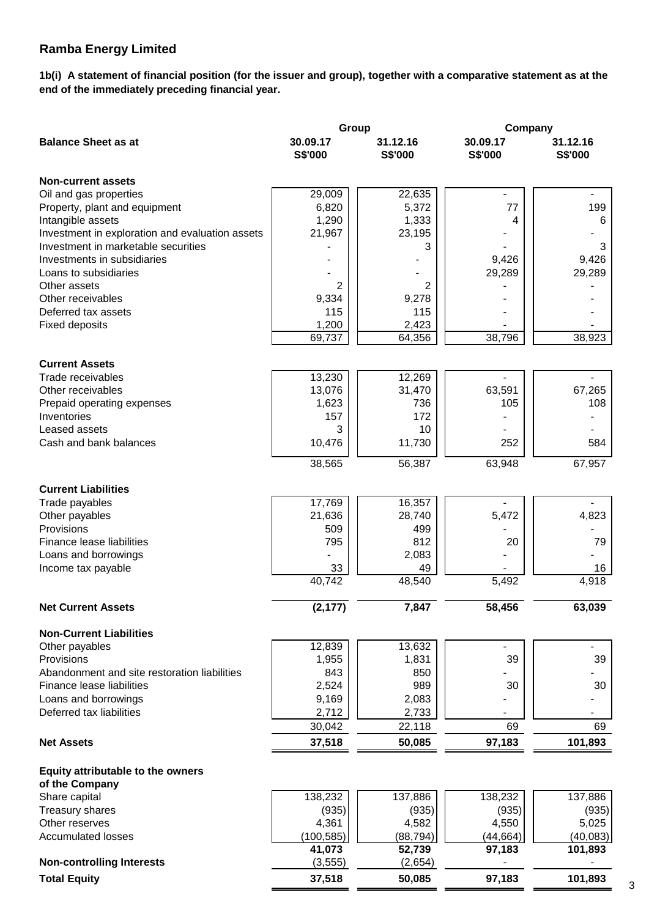## Ramba Energy Limited

**1b(i) A statement of financial position (for the issuer and group), together with a comparative statement as at the end of the immediately preceding financial year.**

| | Group | | Company | |
|---|---|---|---|---|
| **Balance Sheet as at** | **30.09.17** | **31.12.16** | **30.09.17** | **31.12.16** |
| | **S$'000** | **S$'000** | **S$'000** | **S$'000** |
| **Non-current assets** | | | | |
| Oil and gas properties | 29,009 | 22,635 | - | - |
| Property, plant and equipment | 6,820 | 5,372 | 77 | 199 |
| Intangible assets | 1,290 | 1,333 | 4 | 6 |
| Investment in exploration and evaluation assets | 21,967 | 23,195 | - | - |
| Investment in marketable securities | - | 3 | - | 3 |
| Investments in subsidiaries | - | - | 9,426 | 9,426 |
| Loans to subsidiaries | - | - | 29,289 | 29,289 |
| Other assets | 2 | 2 | - | - |
| Other receivables | 9,334 | 9,278 | - | - |
| Deferred tax assets | 115 | 115 | - | - |
| Fixed deposits | 1,200 | 2,423 | - | - |
| | 69,737 | 64,356 | 38,796 | 38,923 |
| **Current Assets** | | | | |
| Trade receivables | 13,230 | 12,269 | - | - |
| Other receivables | 13,076 | 31,470 | 63,591 | 67,265 |
| Prepaid operating expenses | 1,623 | 736 | 105 | 108 |
| Inventories | 157 | 172 | - | - |
| Leased assets | 3 | 10 | - | - |
| Cash and bank balances | 10,476 | 11,730 | 252 | 584 |
| | 38,565 | 56,387 | 63,948 | 67,957 |
| **Current Liabilities** | | | | |
| Trade payables | 17,769 | 16,357 | - | - |
| Other payables | 21,636 | 28,740 | 5,472 | 4,823 |
| Provisions | 509 | 499 | - | - |
| Finance lease liabilities | 795 | 812 | 20 | 79 |
| Loans and borrowings | - | 2,083 | - | - |
| Income tax payable | 33 | 49 | - | 16 |
| | 40,742 | 48,540 | 5,492 | 4,918 |
| **Net Current Assets** | **(2,177)** | **7,847** | **58,456** | **63,039** |
| **Non-Current Liabilities** | | | | |
| Other payables | 12,839 | 13,632 | - | - |
| Provisions | 1,955 | 1,831 | 39 | 39 |
| Abandonment and site restoration liabilities | 843 | 850 | - | - |
| Finance lease liabilities | 2,524 | 989 | 30 | 30 |
| Loans and borrowings | 9,169 | 2,083 | - | - |
| Deferred tax liabilities | 2,712 | 2,733 | - | - |
| | 30,042 | 22,118 | 69 | 69 |
| **Net Assets** | **37,518** | **50,085** | **97,183** | **101,893** |
| **Equity attributable to the owners of the Company** | | | | |
| Share capital | 138,232 | 137,886 | 138,232 | 137,886 |
| Treasury shares | (935) | (935) | (935) | (935) |
| Other reserves | 4,361 | 4,582 | 4,550 | 5,025 |
| Accumulated losses | (100,585) | (88,794) | (44,664) | (40,083) |
| | **41,073** | **52,739** | **97,183** | **101,893** |
| **Non-controlling Interests** | (3,555) | (2,654) | - | - |
| **Total Equity** | **37,518** | **50,085** | **97,183** | **101,893** |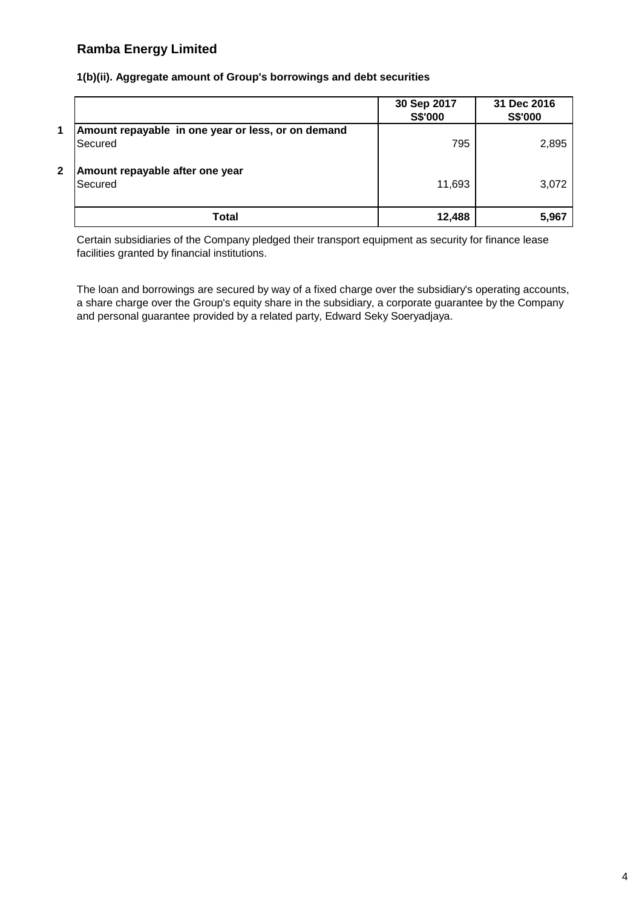## Ramba Energy Limited

**1(b)(ii). Aggregate amount of Group's borrowings and debt securities**

| | | 30 Sep 2017<br>S$'000 | 31 Dec 2016<br>S$'000 |
|---|---|---|---|
| 1 | **Amount repayable in one year or less, or on demand** | | |
| | Secured | 795 | 2,895 |
| 2 | **Amount repayable after one year** | | |
| | Secured | 11,693 | 3,072 |
| | **Total** | **12,488** | **5,967** |

Certain subsidiaries of the Company pledged their transport equipment as security for finance lease facilities granted by financial institutions.

The loan and borrowings are secured by way of a fixed charge over the subsidiary's operating accounts, a share charge over the Group's equity share in the subsidiary, a corporate guarantee by the Company and personal guarantee provided by a related party, Edward Seky Soeryadjaya.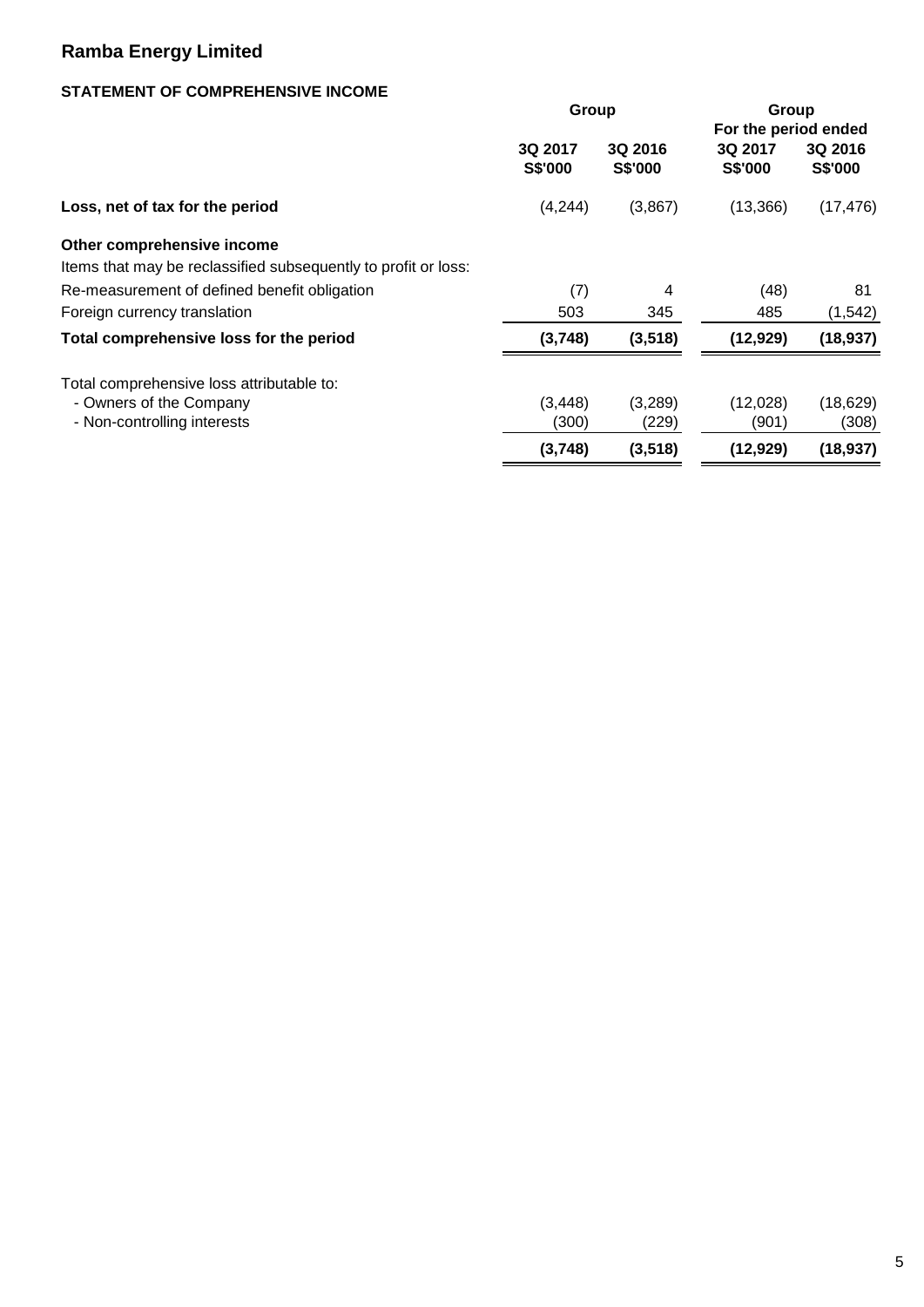## Ramba Energy Limited

### STATEMENT OF COMPREHENSIVE INCOME

| | Group | | Group For the period ended | |
|---|---|---|---|---|
| | 3Q 2017 S$'000 | 3Q 2016 S$'000 | 3Q 2017 S$'000 | 3Q 2016 S$'000 |
| **Loss, net of tax for the period** | (4,244) | (3,867) | (13,366) | (17,476) |
| **Other comprehensive income** | | | | |
| Items that may be reclassified subsequently to profit or loss: | | | | |
| Re-measurement of defined benefit obligation | (7) | 4 | (48) | 81 |
| Foreign currency translation | 503 | 345 | 485 | (1,542) |
| **Total comprehensive loss for the period** | **(3,748)** | **(3,518)** | **(12,929)** | **(18,937)** |
| Total comprehensive loss attributable to: | | | | |
| - Owners of the Company | (3,448) | (3,289) | (12,028) | (18,629) |
| - Non-controlling interests | (300) | (229) | (901) | (308) |
| | **(3,748)** | **(3,518)** | **(12,929)** | **(18,937)** |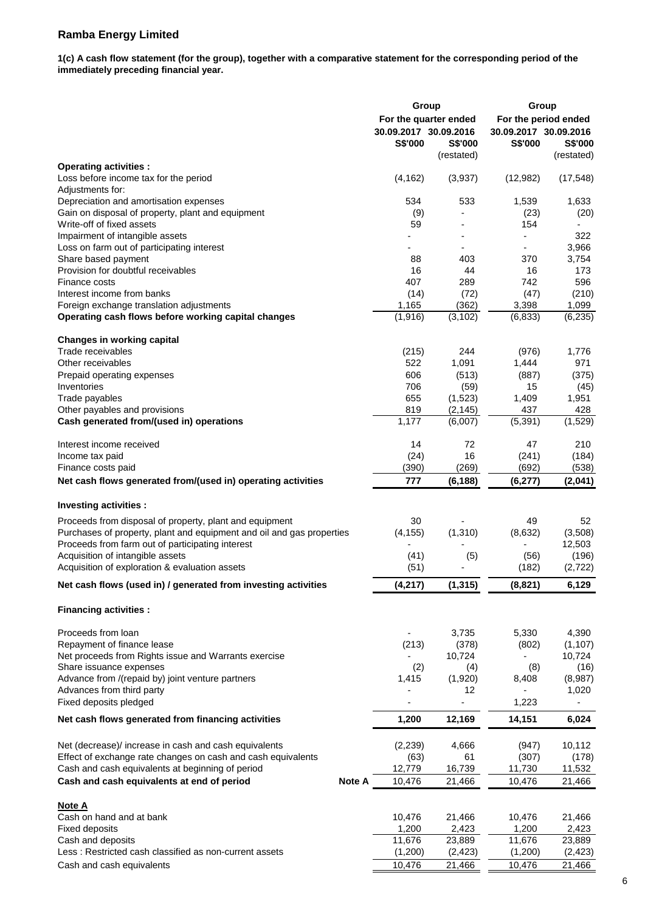## Ramba Energy Limited

**1(c) A cash flow statement (for the group), together with a comparative statement for the corresponding period of the immediately preceding financial year.**

| | | Group | | Group | |
|---|---|---|---|---|---|
| | | For the quarter ended | | For the period ended | |
| | | 30.09.2017 | 30.09.2016 | 30.09.2017 | 30.09.2016 |
| | | S$'000 | S$'000 | S$'000 | S$'000 |
| | | | (restated) | | (restated) |
| **Operating activities :** | | | | | |
| Loss before income tax for the period | | (4,162) | (3,937) | (12,982) | (17,548) |
| Adjustments for: | | | | | |
| Depreciation and amortisation expenses | | 534 | 533 | 1,539 | 1,633 |
| Gain on disposal of property, plant and equipment | | (9) | - | (23) | (20) |
| Write-off of fixed assets | | 59 | - | 154 | - |
| Impairment of intangible assets | | - | - | - | 322 |
| Loss on farm out of participating interest | | - | - | - | 3,966 |
| Share based payment | | 88 | 403 | 370 | 3,754 |
| Provision for doubtful receivables | | 16 | 44 | 16 | 173 |
| Finance costs | | 407 | 289 | 742 | 596 |
| Interest income from banks | | (14) | (72) | (47) | (210) |
| Foreign exchange translation adjustments | | 1,165 | (362) | 3,398 | 1,099 |
| **Operating cash flows before working capital changes** | | (1,916) | (3,102) | (6,833) | (6,235) |
| | | | | | |
| **Changes in working capital** | | | | | |
| Trade receivables | | (215) | 244 | (976) | 1,776 |
| Other receivables | | 522 | 1,091 | 1,444 | 971 |
| Prepaid operating expenses | | 606 | (513) | (887) | (375) |
| Inventories | | 706 | (59) | 15 | (45) |
| Trade payables | | 655 | (1,523) | 1,409 | 1,951 |
| Other payables and provisions | | 819 | (2,145) | 437 | 428 |
| **Cash generated from/(used in) operations** | | 1,177 | (6,007) | (5,391) | (1,529) |
| | | | | | |
| Interest income received | | 14 | 72 | 47 | 210 |
| Income tax paid | | (24) | 16 | (241) | (184) |
| Finance costs paid | | (390) | (269) | (692) | (538) |
| **Net cash flows generated from/(used in) operating activities** | | **777** | **(6,188)** | **(6,277)** | **(2,041)** |
| | | | | | |
| **Investing activities :** | | | | | |
| Proceeds from disposal of property, plant and equipment | | 30 | - | 49 | 52 |
| Purchases of property, plant and equipment and oil and gas properties | | (4,155) | (1,310) | (8,632) | (3,508) |
| Proceeds from farm out of participating interest | | - | - | - | 12,503 |
| Acquisition of intangible assets | | (41) | (5) | (56) | (196) |
| Acquisition of exploration & evaluation assets | | (51) | - | (182) | (2,722) |
| **Net cash flows (used in) / generated from investing activities** | | **(4,217)** | **(1,315)** | **(8,821)** | **6,129** |
| | | | | | |
| **Financing activities :** | | | | | |
| Proceeds from loan | | - | 3,735 | 5,330 | 4,390 |
| Repayment of finance lease | | (213) | (378) | (802) | (1,107) |
| Net proceeds from Rights issue and Warrants exercise | | - | 10,724 | - | 10,724 |
| Share issuance expenses | | (2) | (4) | (8) | (16) |
| Advance from /(repaid by) joint venture partners | | 1,415 | (1,920) | 8,408 | (8,987) |
| Advances from third party | | - | 12 | - | 1,020 |
| Fixed deposits pledged | | - | - | 1,223 | - |
| **Net cash flows generated from financing activities** | | **1,200** | **12,169** | **14,151** | **6,024** |
| | | | | | |
| Net (decrease)/ increase in cash and cash equivalents | | (2,239) | 4,666 | (947) | 10,112 |
| Effect of exchange rate changes on cash and cash equivalents | | (63) | 61 | (307) | (178) |
| Cash and cash equivalents at beginning of period | | 12,779 | 16,739 | 11,730 | 11,532 |
| **Cash and cash equivalents at end of period** | **Note A** | 10,476 | 21,466 | 10,476 | 21,466 |
| | | | | | |
| **Note A** | | | | | |
| Cash on hand and at bank | | 10,476 | 21,466 | 10,476 | 21,466 |
| Fixed deposits | | 1,200 | 2,423 | 1,200 | 2,423 |
| Cash and deposits | | 11,676 | 23,889 | 11,676 | 23,889 |
| Less : Restricted cash classified as non-current assets | | (1,200) | (2,423) | (1,200) | (2,423) |
| Cash and cash equivalents | | 10,476 | 21,466 | 10,476 | 21,466 |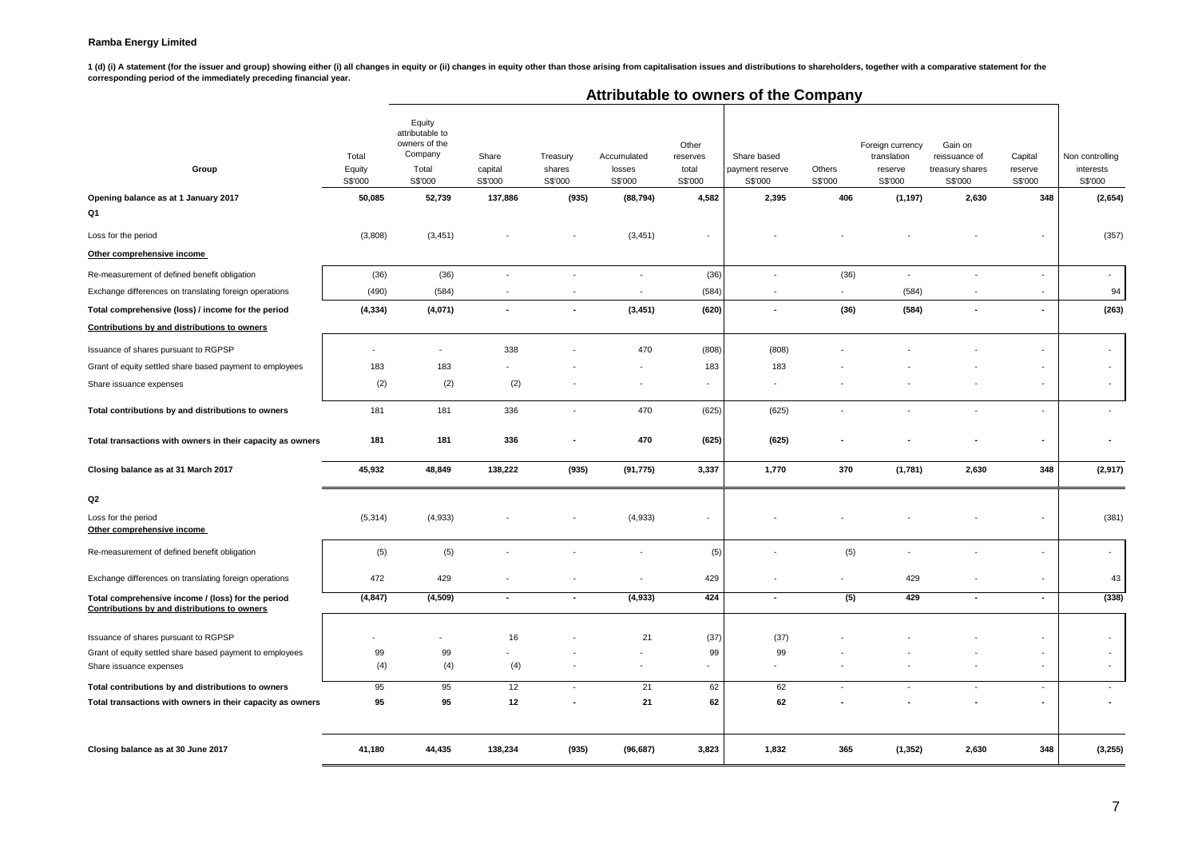**Ramba Energy Limited**

**1 (d) (i) A statement (for the issuer and group) showing either (i) all changes in equity or (ii) changes in equity other than those arising from capitalisation issues and distributions to shareholders, together with a comparative statement for the corresponding period of the immediately preceding financial year.**

| Group | Total Equity S$'000 | Attributable to owners of the Company | | | | | | | | | | Non controlling interests S$'000 |
|---|---|---|---|---|---|---|---|---|---|---|---|---|
| | | Equity attributable to owners of the Company Total S$'000 | Share capital S$'000 | Treasury shares S$'000 | Accumulated losses S$'000 | Other reserves total S$'000 | Share based payment reserve S$'000 | Others S$'000 | Foreign currency translation reserve S$'000 | Gain on reissuance of treasury shares S$'000 | Capital reserve S$'000 | |
| **Opening balance as at 1 January 2017** | **50,085** | **52,739** | **137,886** | **(935)** | **(88,794)** | **4,582** | **2,395** | **406** | **(1,197)** | **2,630** | **348** | **(2,654)** |
| **Q1** | | | | | | | | | | | | |
| Loss for the period | (3,808) | (3,451) | - | - | (3,451) | - | - | - | - | - | - | (357) |
| **Other comprehensive income** | | | | | | | | | | | | |
| Re-measurement of defined benefit obligation | (36) | (36) | - | - | - | (36) | - | (36) | - | - | - | - |
| Exchange differences on translating foreign operations | (490) | (584) | - | - | - | (584) | - | - | (584) | - | - | 94 |
| **Total comprehensive (loss) / income for the period** | **(4,334)** | **(4,071)** | **-** | **-** | **(3,451)** | **(620)** | **-** | **(36)** | **(584)** | **-** | **-** | **(263)** |
| **Contributions by and distributions to owners** | | | | | | | | | | | | |
| Issuance of shares pursuant to RGPSP | - | - | 338 | - | 470 | (808) | (808) | - | - | - | - | - |
| Grant of equity settled share based payment to employees | 183 | 183 | - | - | - | 183 | 183 | - | - | - | - | - |
| Share issuance expenses | (2) | (2) | (2) | - | - | - | - | - | - | - | - | - |
| **Total contributions by and distributions to owners** | 181 | 181 | 336 | - | 470 | (625) | (625) | - | - | - | - | - |
| **Total transactions with owners in their capacity as owners** | **181** | **181** | **336** | **-** | **470** | **(625)** | **(625)** | **-** | **-** | **-** | **-** | **-** |
| **Closing balance as at 31 March 2017** | **45,932** | **48,849** | **138,222** | **(935)** | **(91,775)** | **3,337** | **1,770** | **370** | **(1,781)** | **2,630** | **348** | **(2,917)** |
| **Q2** | | | | | | | | | | | | |
| Loss for the period | (5,314) | (4,933) | - | - | (4,933) | - | - | - | - | - | - | (381) |
| **Other comprehensive income** | | | | | | | | | | | | |
| Re-measurement of defined benefit obligation | (5) | (5) | - | - | - | (5) | - | (5) | - | - | - | - |
| Exchange differences on translating foreign operations | 472 | 429 | - | - | - | 429 | - | - | 429 | - | - | 43 |
| **Total comprehensive income / (loss) for the period** | **(4,847)** | **(4,509)** | **-** | **-** | **(4,933)** | **424** | **-** | **(5)** | **429** | **-** | **-** | **(338)** |
| **Contributions by and distributions to owners** | | | | | | | | | | | | |
| Issuance of shares pursuant to RGPSP | - | - | 16 | - | 21 | (37) | (37) | - | - | - | - | - |
| Grant of equity settled share based payment to employees | 99 | 99 | - | - | - | 99 | 99 | - | - | - | - | - |
| Share issuance expenses | (4) | (4) | (4) | - | - | - | - | - | - | - | - | - |
| **Total contributions by and distributions to owners** | 95 | 95 | 12 | - | 21 | 62 | 62 | - | - | - | - | - |
| **Total transactions with owners in their capacity as owners** | **95** | **95** | **12** | **-** | **21** | **62** | **62** | **-** | **-** | **-** | **-** | **-** |
| **Closing balance as at 30 June 2017** | **41,180** | **44,435** | **138,234** | **(935)** | **(96,687)** | **3,823** | **1,832** | **365** | **(1,352)** | **2,630** | **348** | **(3,255)** |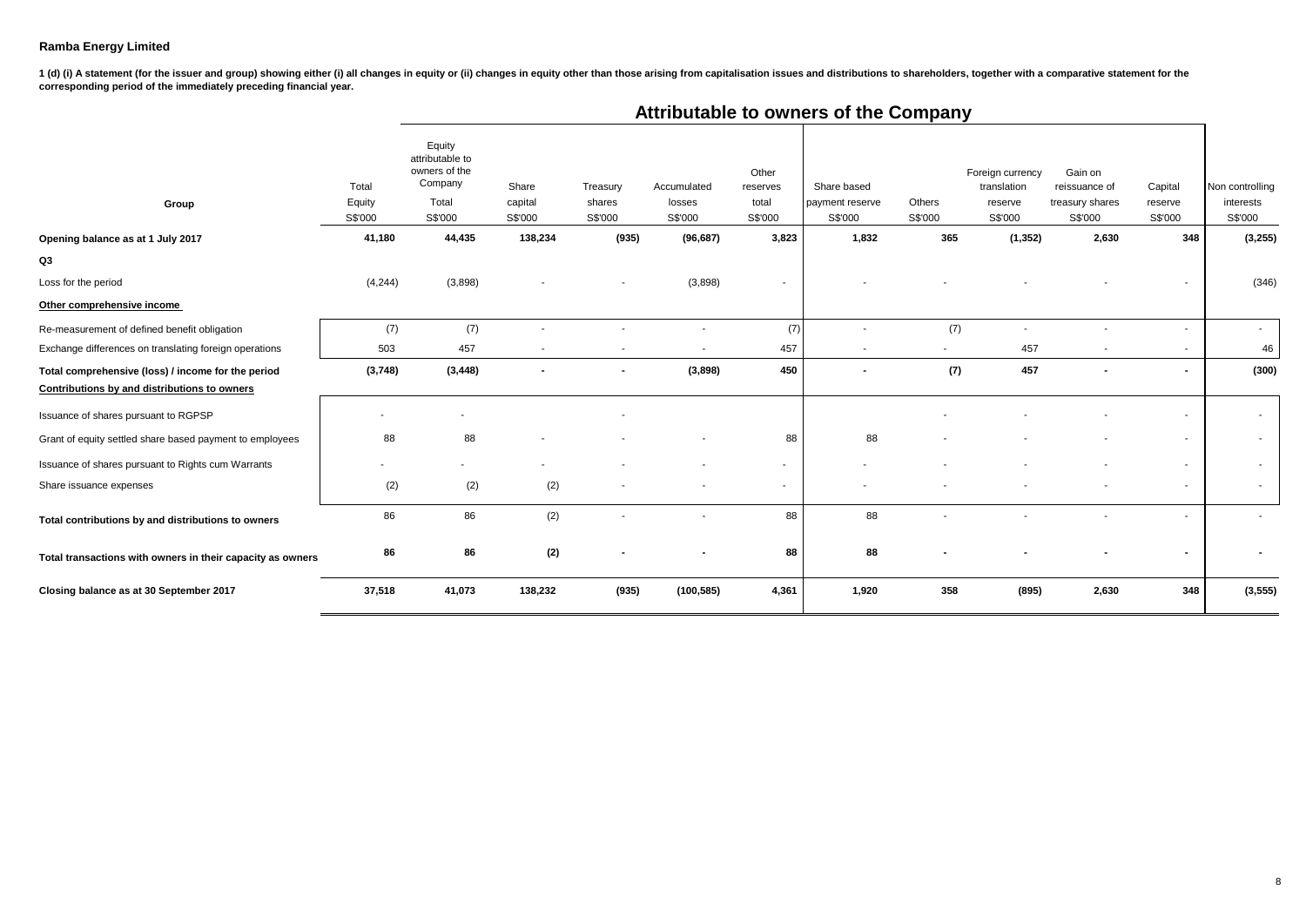**Ramba Energy Limited**

**1 (d) (i) A statement (for the issuer and group) showing either (i) all changes in equity or (ii) changes in equity other than those arising from capitalisation issues and distributions to shareholders, together with a comparative statement for the corresponding period of the immediately preceding financial year.**

| | | Attributable to owners of the Company | | | | | | | | | | |
|---|---|---|---|---|---|---|---|---|---|---|---|---|
| Group | Total Equity S$'000 | Equity attributable to owners of the Company Total S$'000 | Share capital S$'000 | Treasury shares S$'000 | Accumulated losses S$'000 | Other reserves total S$'000 | Share based payment reserve S$'000 | Others S$'000 | Foreign currency translation reserve S$'000 | Gain on reissuance of treasury shares S$'000 | Capital reserve S$'000 | Non controlling interests S$'000 |
| **Opening balance as at 1 July 2017** | **41,180** | **44,435** | **138,234** | **(935)** | **(96,687)** | **3,823** | **1,832** | **365** | **(1,352)** | **2,630** | **348** | **(3,255)** |
| **Q3** | | | | | | | | | | | | |
| Loss for the period | (4,244) | (3,898) | - | - | (3,898) | - | - | - | - | - | - | (346) |
| **Other comprehensive income** | | | | | | | | | | | | |
| Re-measurement of defined benefit obligation | (7) | (7) | - | - | - | (7) | - | (7) | - | - | - | - |
| Exchange differences on translating foreign operations | 503 | 457 | - | - | - | 457 | - | - | 457 | - | - | 46 |
| **Total comprehensive (loss) / income for the period** | **(3,748)** | **(3,448)** | **-** | **-** | **(3,898)** | **450** | **-** | **(7)** | **457** | **-** | **-** | **(300)** |
| **Contributions by and distributions to owners** | | | | | | | | | | | | |
| Issuance of shares pursuant to RGPSP | - | - | | - | | | | - | - | - | - | - |
| Grant of equity settled share based payment to employees | 88 | 88 | - | - | - | 88 | 88 | - | - | - | - | - |
| Issuance of shares pursuant to Rights cum Warrants | - | - | - | - | - | - | - | - | - | - | - | - |
| Share issuance expenses | (2) | (2) | (2) | - | - | - | - | - | - | - | - | - |
| **Total contributions by and distributions to owners** | 86 | 86 | (2) | - | - | 88 | 88 | - | - | - | - | - |
| **Total transactions with owners in their capacity as owners** | **86** | **86** | **(2)** | **-** | **-** | **88** | **88** | **-** | **-** | **-** | **-** | **-** |
| **Closing balance as at 30 September 2017** | **37,518** | **41,073** | **138,232** | **(935)** | **(100,585)** | **4,361** | **1,920** | **358** | **(895)** | **2,630** | **348** | **(3,555)** |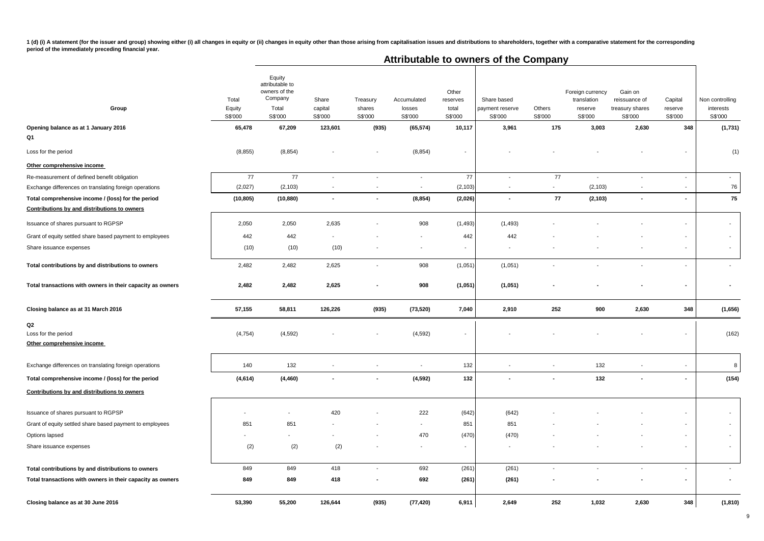**1 (d) (i) A statement (for the issuer and group) showing either (i) all changes in equity or (ii) changes in equity other than those arising from capitalisation issues and distributions to shareholders, together with a comparative statement for the corresponding period of the immediately preceding financial year.**

| | | Attributable to owners of the Company | | | | | | | | | | |
|---|---|---|---|---|---|---|---|---|---|---|---|---|
| **Group** | Total Equity S$'000 | Equity attributable to owners of the Company Total S$'000 | Share capital S$'000 | Treasury shares S$'000 | Accumulated losses S$'000 | Other reserves total S$'000 | Share based payment reserve S$'000 | Others S$'000 | Foreign currency translation reserve S$'000 | Gain on reissuance of treasury shares S$'000 | Capital reserve S$'000 | Non controlling interests S$'000 |
| **Opening balance as at 1 January 2016** | **65,478** | **67,209** | **123,601** | **(935)** | **(65,574)** | **10,117** | **3,961** | **175** | **3,003** | **2,630** | **348** | **(1,731)** |
| **Q1** | | | | | | | | | | | | |
| Loss for the period | (8,855) | (8,854) | - | - | (8,854) | - | - | - | - | - | - | (1) |
| **Other comprehensive income** | | | | | | | | | | | | |
| Re-measurement of defined benefit obligation | 77 | 77 | - | - | - | 77 | - | 77 | - | - | - | - |
| Exchange differences on translating foreign operations | (2,027) | (2,103) | - | - | - | (2,103) | - | - | (2,103) | - | - | 76 |
| **Total comprehensive income / (loss) for the period** | **(10,805)** | **(10,880)** | **-** | **-** | **(8,854)** | **(2,026)** | **-** | **77** | **(2,103)** | **-** | **-** | **75** |
| **Contributions by and distributions to owners** | | | | | | | | | | | | |
| Issuance of shares pursuant to RGPSP | 2,050 | 2,050 | 2,635 | - | 908 | (1,493) | (1,493) | - | - | - | - | - |
| Grant of equity settled share based payment to employees | 442 | 442 | - | - | - | 442 | 442 | - | - | - | - | - |
| Share issuance expenses | (10) | (10) | (10) | - | - | - | - | - | - | - | - | - |
| **Total contributions by and distributions to owners** | 2,482 | 2,482 | 2,625 | - | 908 | (1,051) | (1,051) | - | - | - | - | - |
| **Total transactions with owners in their capacity as owners** | **2,482** | **2,482** | **2,625** | **-** | **908** | **(1,051)** | **(1,051)** | **-** | **-** | **-** | **-** | **-** |
| **Closing balance as at 31 March 2016** | **57,155** | **58,811** | **126,226** | **(935)** | **(73,520)** | **7,040** | **2,910** | **252** | **900** | **2,630** | **348** | **(1,656)** |
| **Q2** | | | | | | | | | | | | |
| Loss for the period | (4,754) | (4,592) | - | - | (4,592) | - | - | - | - | - | - | (162) |
| **Other comprehensive income** | | | | | | | | | | | | |
| Exchange differences on translating foreign operations | 140 | 132 | - | - | - | 132 | - | - | 132 | - | - | 8 |
| **Total comprehensive income / (loss) for the period** | **(4,614)** | **(4,460)** | **-** | **-** | **(4,592)** | **132** | **-** | **-** | **132** | **-** | **-** | **(154)** |
| **Contributions by and distributions to owners** | | | | | | | | | | | | |
| Issuance of shares pursuant to RGPSP | - | - | 420 | - | 222 | (642) | (642) | - | - | - | - | - |
| Grant of equity settled share based payment to employees | 851 | 851 | - | - | - | 851 | 851 | - | - | - | - | - |
| Options lapsed | - | - | - | - | 470 | (470) | (470) | - | - | - | - | - |
| Share issuance expenses | (2) | (2) | (2) | - | - | - | - | - | - | - | - | - |
| **Total contributions by and distributions to owners** | 849 | 849 | 418 | - | 692 | (261) | (261) | - | - | - | - | - |
| **Total transactions with owners in their capacity as owners** | **849** | **849** | **418** | **-** | **692** | **(261)** | **(261)** | **-** | **-** | **-** | **-** | **-** |
| **Closing balance as at 30 June 2016** | **53,390** | **55,200** | **126,644** | **(935)** | **(77,420)** | **6,911** | **2,649** | **252** | **1,032** | **2,630** | **348** | **(1,810)** |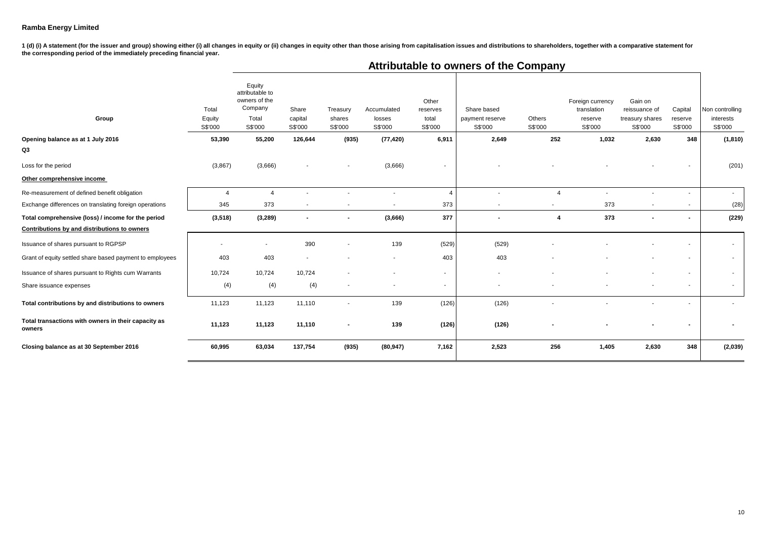**Ramba Energy Limited**

**1 (d) (i) A statement (for the issuer and group) showing either (i) all changes in equity or (ii) changes in equity other than those arising from capitalisation issues and distributions to shareholders, together with a comparative statement for the corresponding period of the immediately preceding financial year.**

| | | Attributable to owners of the Company | | | | | | | | | | |
|---|---|---|---|---|---|---|---|---|---|---|---|---|
| Group | Total Equity S$'000 | Equity attributable to owners of the Company Total S$'000 | Share capital S$'000 | Treasury shares S$'000 | Accumulated losses S$'000 | Other reserves total S$'000 | Share based payment reserve S$'000 | Others S$'000 | Foreign currency translation reserve S$'000 | Gain on reissuance of treasury shares S$'000 | Capital reserve S$'000 | Non controlling interests S$'000 |
| **Opening balance as at 1 July 2016** | **53,390** | **55,200** | **126,644** | **(935)** | **(77,420)** | **6,911** | **2,649** | **252** | **1,032** | **2,630** | **348** | **(1,810)** |
| **Q3** | | | | | | | | | | | | |
| Loss for the period | (3,867) | (3,666) | - | - | (3,666) | - | - | - | - | - | - | (201) |
| **Other comprehensive income** | | | | | | | | | | | | |
| Re-measurement of defined benefit obligation | 4 | 4 | - | - | - | 4 | - | 4 | - | - | - | - |
| Exchange differences on translating foreign operations | 345 | 373 | - | - | - | 373 | - | - | 373 | - | - | (28) |
| **Total comprehensive (loss) / income for the period** | **(3,518)** | **(3,289)** | **-** | **-** | **(3,666)** | **377** | **-** | **4** | **373** | **-** | **-** | **(229)** |
| **Contributions by and distributions to owners** | | | | | | | | | | | | |
| Issuance of shares pursuant to RGPSP | - | - | 390 | - | 139 | (529) | (529) | - | - | - | - | - |
| Grant of equity settled share based payment to employees | 403 | 403 | - | - | - | 403 | 403 | - | - | - | - | - |
| Issuance of shares pursuant to Rights cum Warrants | 10,724 | 10,724 | 10,724 | - | - | - | - | - | - | - | - | - |
| Share issuance expenses | (4) | (4) | (4) | - | - | - | - | - | - | - | - | - |
| **Total contributions by and distributions to owners** | 11,123 | 11,123 | 11,110 | - | 139 | (126) | (126) | - | - | - | - | - |
| **Total transactions with owners in their capacity as owners** | **11,123** | **11,123** | **11,110** | **-** | **139** | **(126)** | **(126)** | **-** | **-** | **-** | **-** | **-** |
| **Closing balance as at 30 September 2016** | **60,995** | **63,034** | **137,754** | **(935)** | **(80,947)** | **7,162** | **2,523** | **256** | **1,405** | **2,630** | **348** | **(2,039)** |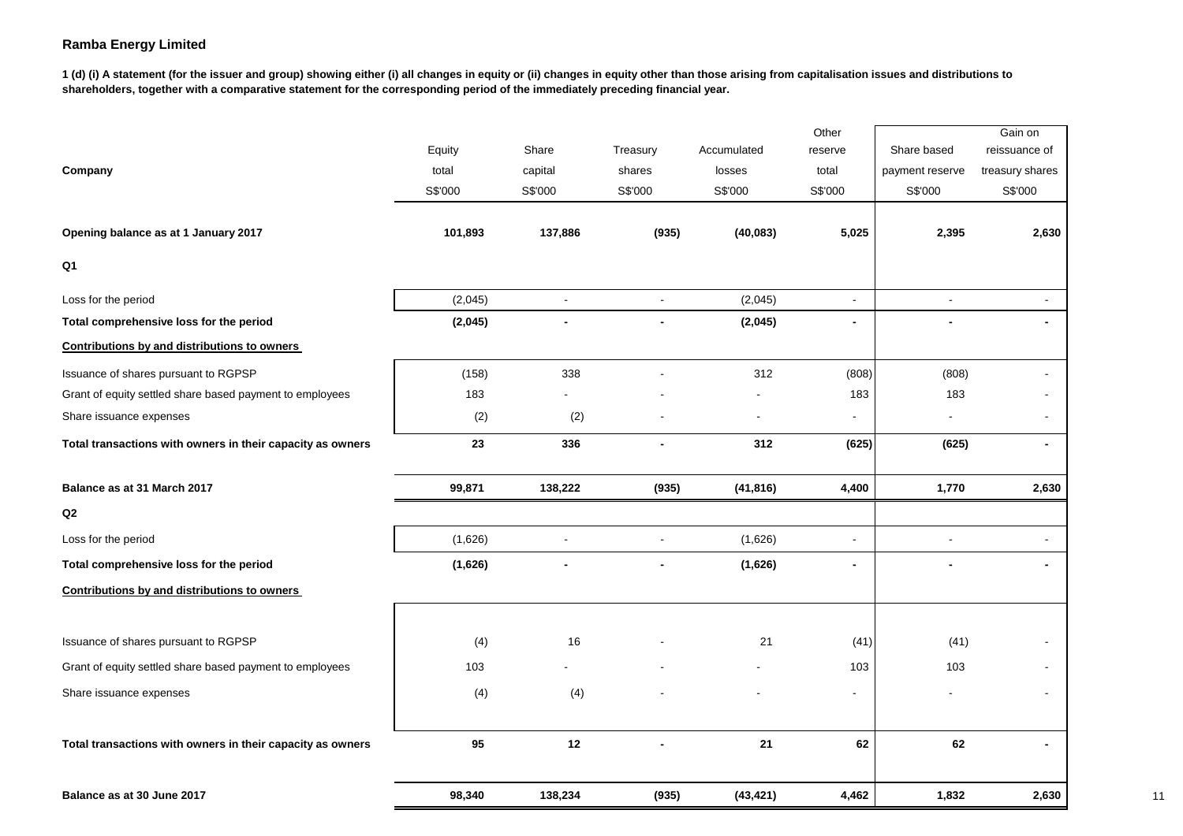**Ramba Energy Limited**

**1 (d) (i) A statement (for the issuer and group) showing either (i) all changes in equity or (ii) changes in equity other than those arising from capitalisation issues and distributions to shareholders, together with a comparative statement for the corresponding period of the immediately preceding financial year.**

| Company | Equity total S$'000 | Share capital S$'000 | Treasury shares S$'000 | Accumulated losses S$'000 | Other reserve total S$'000 | Share based payment reserve S$'000 | Gain on reissuance of treasury shares S$'000 |
|---|---|---|---|---|---|---|---|
| **Opening balance as at 1 January 2017** | **101,893** | **137,886** | **(935)** | **(40,083)** | **5,025** | **2,395** | **2,630** |
| **Q1** | | | | | | | |
| Loss for the period | (2,045) | - | - | (2,045) | - | - | - |
| **Total comprehensive loss for the period** | **(2,045)** | **-** | **-** | **(2,045)** | **-** | **-** | **-** |
| **Contributions by and distributions to owners** | | | | | | | |
| Issuance of shares pursuant to RGPSP | (158) | 338 | - | 312 | (808) | (808) | - |
| Grant of equity settled share based payment to employees | 183 | - | - | - | 183 | 183 | - |
| Share issuance expenses | (2) | (2) | - | - | - | - | - |
| **Total transactions with owners in their capacity as owners** | **23** | **336** | **-** | **312** | **(625)** | **(625)** | **-** |
| **Balance as at 31 March 2017** | **99,871** | **138,222** | **(935)** | **(41,816)** | **4,400** | **1,770** | **2,630** |
| **Q2** | | | | | | | |
| Loss for the period | (1,626) | - | - | (1,626) | - | - | - |
| **Total comprehensive loss for the period** | **(1,626)** | **-** | **-** | **(1,626)** | **-** | **-** | **-** |
| **Contributions by and distributions to owners** | | | | | | | |
| Issuance of shares pursuant to RGPSP | (4) | 16 | - | 21 | (41) | (41) | - |
| Grant of equity settled share based payment to employees | 103 | - | - | - | 103 | 103 | - |
| Share issuance expenses | (4) | (4) | - | - | - | - | - |
| **Total transactions with owners in their capacity as owners** | **95** | **12** | **-** | **21** | **62** | **62** | **-** |
| **Balance as at 30 June 2017** | **98,340** | **138,234** | **(935)** | **(43,421)** | **4,462** | **1,832** | **2,630** |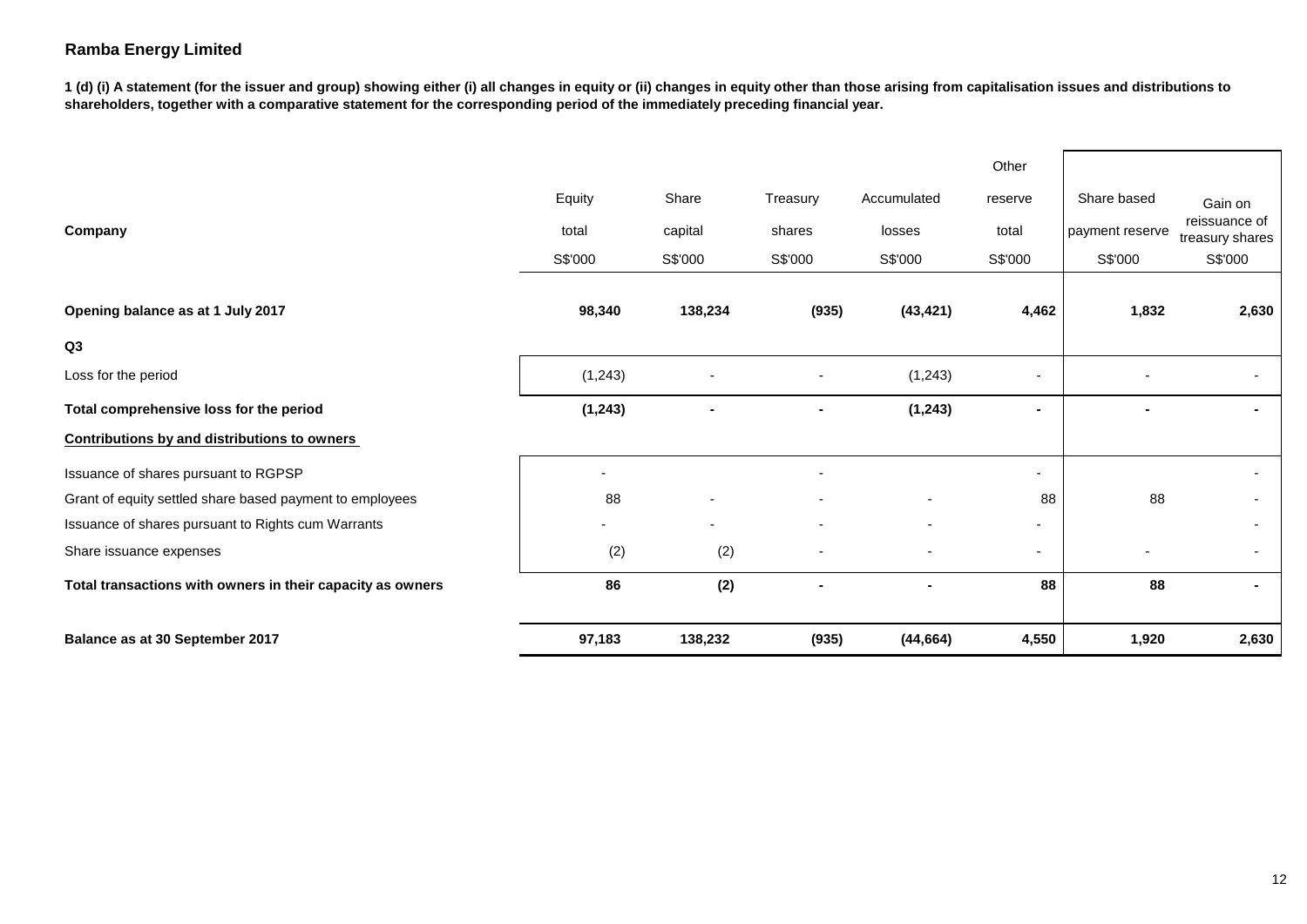## Ramba Energy Limited

**1 (d) (i) A statement (for the issuer and group) showing either (i) all changes in equity or (ii) changes in equity other than those arising from capitalisation issues and distributions to shareholders, together with a comparative statement for the corresponding period of the immediately preceding financial year.**

| Company | Equity total | Share capital | Treasury shares | Accumulated losses | Other reserve total | Share based payment reserve | Gain on reissuance of treasury shares |
|---|---|---|---|---|---|---|---|
| | S$'000 | S$'000 | S$'000 | S$'000 | S$'000 | S$'000 | S$'000 |
| **Opening balance as at 1 July 2017** | **98,340** | **138,234** | **(935)** | **(43,421)** | **4,462** | **1,832** | **2,630** |
| **Q3** | | | | | | | |
| Loss for the period | (1,243) | - | - | (1,243) | - | - | - |
| **Total comprehensive loss for the period** | **(1,243)** | **-** | **-** | **(1,243)** | **-** | **-** | **-** |
| **Contributions by and distributions to owners** | | | | | | | |
| Issuance of shares pursuant to RGPSP | - | | - | | - | | - |
| Grant of equity settled share based payment to employees | 88 | - | - | - | 88 | 88 | - |
| Issuance of shares pursuant to Rights cum Warrants | - | - | - | - | - | | - |
| Share issuance expenses | (2) | (2) | - | - | - | - | - |
| **Total transactions with owners in their capacity as owners** | **86** | **(2)** | **-** | **-** | **88** | **88** | **-** |
| **Balance as at 30 September 2017** | **97,183** | **138,232** | **(935)** | **(44,664)** | **4,550** | **1,920** | **2,630** |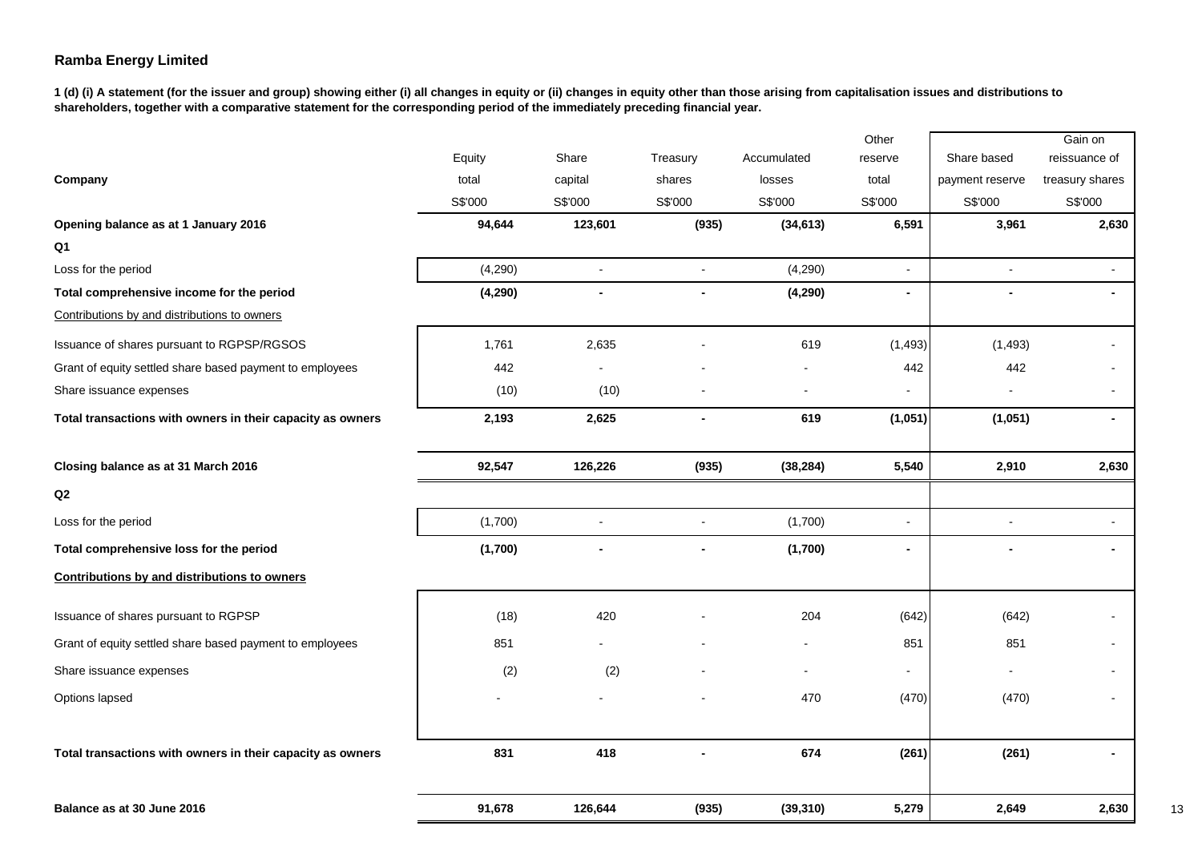## Ramba Energy Limited

**1 (d) (i) A statement (for the issuer and group) showing either (i) all changes in equity or (ii) changes in equity other than those arising from capitalisation issues and distributions to shareholders, together with a comparative statement for the corresponding period of the immediately preceding financial year.**

| Company | Equity total S$'000 | Share capital S$'000 | Treasury shares S$'000 | Accumulated losses S$'000 | Other reserve total S$'000 | Share based payment reserve S$'000 | Gain on reissuance of treasury shares S$'000 |
|---|---|---|---|---|---|---|---|
| **Opening balance as at 1 January 2016** | **94,644** | **123,601** | **(935)** | **(34,613)** | **6,591** | **3,961** | **2,630** |
| **Q1** | | | | | | | |
| Loss for the period | (4,290) | - | - | (4,290) | - | - | - |
| **Total comprehensive income for the period** | **(4,290)** | **-** | **-** | **(4,290)** | **-** | **-** | **-** |
| Contributions by and distributions to owners | | | | | | | |
| Issuance of shares pursuant to RGPSP/RGSOS | 1,761 | 2,635 | - | 619 | (1,493) | (1,493) | - |
| Grant of equity settled share based payment to employees | 442 | - | - | - | 442 | 442 | - |
| Share issuance expenses | (10) | (10) | - | - | - | - | - |
| **Total transactions with owners in their capacity as owners** | **2,193** | **2,625** | **-** | **619** | **(1,051)** | **(1,051)** | **-** |
| **Closing balance as at 31 March 2016** | **92,547** | **126,226** | **(935)** | **(38,284)** | **5,540** | **2,910** | **2,630** |
| **Q2** | | | | | | | |
| Loss for the period | (1,700) | - | - | (1,700) | - | - | - |
| **Total comprehensive loss for the period** | **(1,700)** | **-** | **-** | **(1,700)** | **-** | **-** | **-** |
| **Contributions by and distributions to owners** | | | | | | | |
| Issuance of shares pursuant to RGPSP | (18) | 420 | - | 204 | (642) | (642) | - |
| Grant of equity settled share based payment to employees | 851 | - | - | - | 851 | 851 | - |
| Share issuance expenses | (2) | (2) | - | - | - | - | - |
| Options lapsed | - | - | - | 470 | (470) | (470) | - |
| **Total transactions with owners in their capacity as owners** | **831** | **418** | **-** | **674** | **(261)** | **(261)** | **-** |
| **Balance as at 30 June 2016** | **91,678** | **126,644** | **(935)** | **(39,310)** | **5,279** | **2,649** | **2,630** |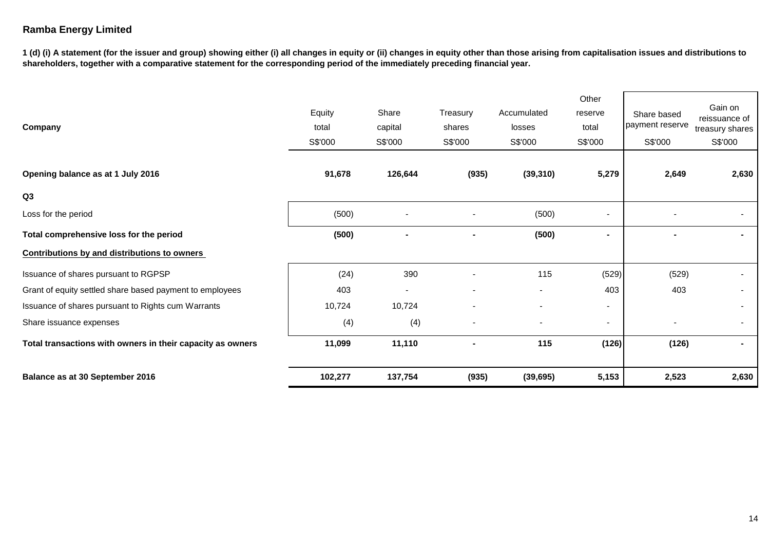**Ramba Energy Limited**

**1 (d) (i) A statement (for the issuer and group) showing either (i) all changes in equity or (ii) changes in equity other than those arising from capitalisation issues and distributions to shareholders, together with a comparative statement for the corresponding period of the immediately preceding financial year.**

| Company | Equity total S$'000 | Share capital S$'000 | Treasury shares S$'000 | Accumulated losses S$'000 | Other reserve total S$'000 | Share based payment reserve S$'000 | Gain on reissuance of treasury shares S$'000 |
|---|---|---|---|---|---|---|---|
| **Opening balance as at 1 July 2016** | **91,678** | **126,644** | **(935)** | **(39,310)** | **5,279** | **2,649** | **2,630** |
| **Q3** | | | | | | | |
| Loss for the period | (500) | - | - | (500) | - | - | - |
| **Total comprehensive loss for the period** | **(500)** | **-** | **-** | **(500)** | **-** | **-** | **-** |
| **Contributions by and distributions to owners** | | | | | | | |
| Issuance of shares pursuant to RGPSP | (24) | 390 | - | 115 | (529) | (529) | - |
| Grant of equity settled share based payment to employees | 403 | - | - | - | 403 | 403 | - |
| Issuance of shares pursuant to Rights cum Warrants | 10,724 | 10,724 | - | - | - | | - |
| Share issuance expenses | (4) | (4) | - | - | - | - | - |
| **Total transactions with owners in their capacity as owners** | **11,099** | **11,110** | **-** | **115** | **(126)** | **(126)** | **-** |
| **Balance as at 30 September 2016** | **102,277** | **137,754** | **(935)** | **(39,695)** | **5,153** | **2,523** | **2,630** |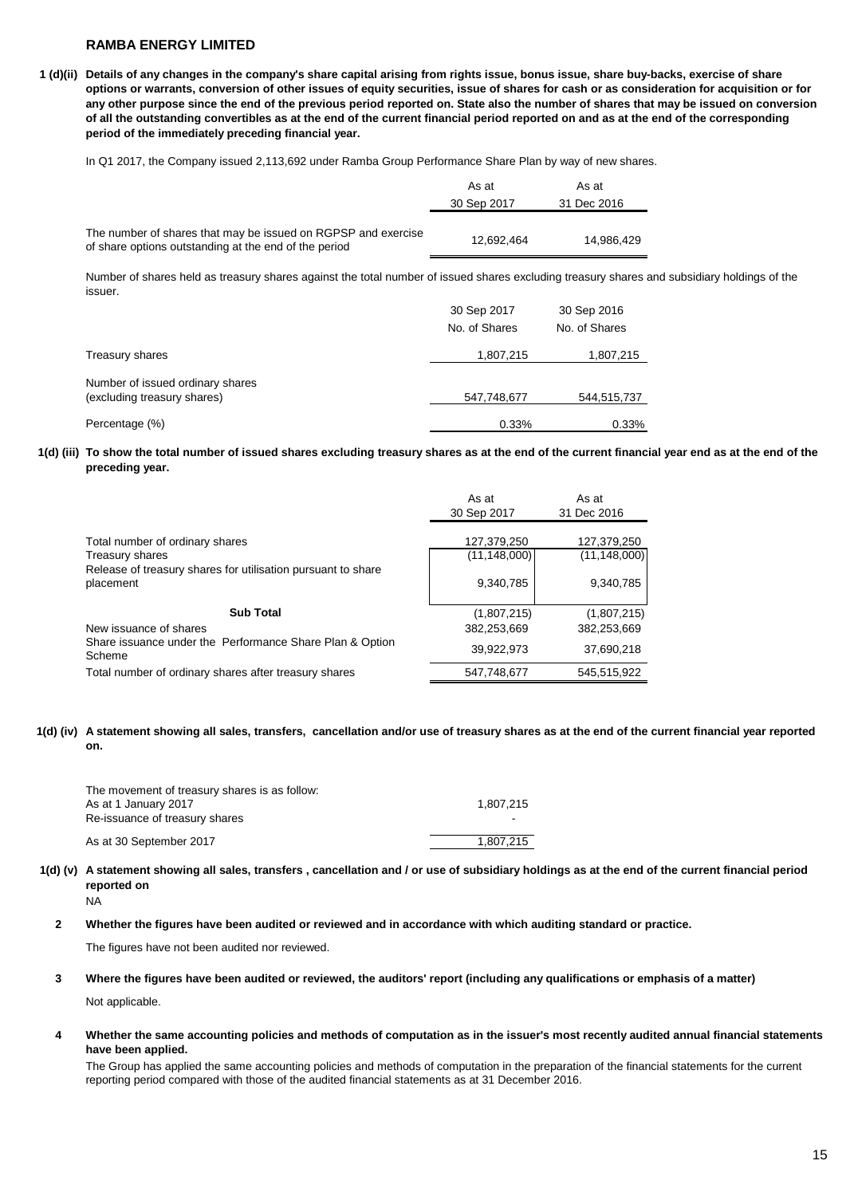**RAMBA ENERGY LIMITED**

**1 (d)(ii) Details of any changes in the company's share capital arising from rights issue, bonus issue, share buy-backs, exercise of share options or warrants, conversion of other issues of equity securities, issue of shares for cash or as consideration for acquisition or for any other purpose since the end of the previous period reported on. State also the number of shares that may be issued on conversion of all the outstanding convertibles as at the end of the current financial period reported on and as at the end of the corresponding period of the immediately preceding financial year.**

In Q1 2017, the Company issued 2,113,692 under Ramba Group Performance Share Plan by way of new shares.

| | As at 30 Sep 2017 | As at 31 Dec 2016 |
|---|---|---|
| The number of shares that may be issued on RGPSP and exercise of share options outstanding at the end of the period | 12,692,464 | 14,986,429 |

Number of shares held as treasury shares against the total number of issued shares excluding treasury shares and subsidiary holdings of the issuer.

| | 30 Sep 2017 No. of Shares | 30 Sep 2016 No. of Shares |
|---|---|---|
| Treasury shares | 1,807,215 | 1,807,215 |
| Number of issued ordinary shares (excluding treasury shares) | 547,748,677 | 544,515,737 |
| Percentage (%) | 0.33% | 0.33% |

**1(d) (iii) To show the total number of issued shares excluding treasury shares as at the end of the current financial year end as at the end of the preceding year.**

| | As at 30 Sep 2017 | As at 31 Dec 2016 |
|---|---|---|
| Total number of ordinary shares | 127,379,250 | 127,379,250 |
| Treasury shares | (11,148,000) | (11,148,000) |
| Release of treasury shares for utilisation pursuant to share placement | 9,340,785 | 9,340,785 |
| **Sub Total** | (1,807,215) | (1,807,215) |
| New issuance of shares | 382,253,669 | 382,253,669 |
| Share issuance under the Performance Share Plan & Option Scheme | 39,922,973 | 37,690,218 |
| Total number of ordinary shares after treasury shares | 547,748,677 | 545,515,922 |

**1(d) (iv) A statement showing all sales, transfers, cancellation and/or use of treasury shares as at the end of the current financial year reported on.**

| | |
|---|---|
| The movement of treasury shares is as follow: | |
| As at 1 January 2017 | 1,807,215 |
| Re-issuance of treasury shares | - |
| As at 30 September 2017 | 1,807,215 |

**1(d) (v) A statement showing all sales, transfers , cancellation and / or use of subsidiary holdings as at the end of the current financial period reported on**

NA

**2 Whether the figures have been audited or reviewed and in accordance with which auditing standard or practice.**

The figures have not been audited nor reviewed.

**3 Where the figures have been audited or reviewed, the auditors' report (including any qualifications or emphasis of a matter)**

Not applicable.

**4 Whether the same accounting policies and methods of computation as in the issuer's most recently audited annual financial statements have been applied.**

The Group has applied the same accounting policies and methods of computation in the preparation of the financial statements for the current reporting period compared with those of the audited financial statements as at 31 December 2016.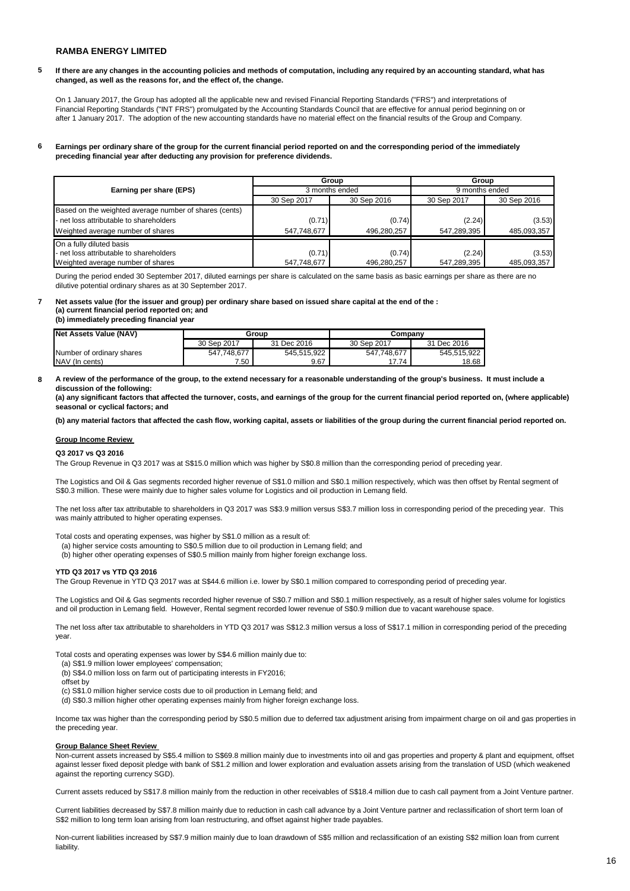**RAMBA ENERGY LIMITED**

**5 If there are any changes in the accounting policies and methods of computation, including any required by an accounting standard, what has changed, as well as the reasons for, and the effect of, the change.**

On 1 January 2017, the Group has adopted all the applicable new and revised Financial Reporting Standards ("FRS") and interpretations of Financial Reporting Standards ("INT FRS") promulgated by the Accounting Standards Council that are effective for annual period beginning on or after 1 January 2017. The adoption of the new accounting standards have no material effect on the financial results of the Group and Company.

**6 Earnings per ordinary share of the group for the current financial period reported on and the corresponding period of the immediately preceding financial year after deducting any provision for preference dividends.**

| Earning per share (EPS) | Group | | Group | |
|---|---|---|---|---|
| | 3 months ended | | 9 months ended | |
| | 30 Sep 2017 | 30 Sep 2016 | 30 Sep 2017 | 30 Sep 2016 |
| Based on the weighted average number of shares (cents) | | | | |
| - net loss attributable to shareholders | (0.71) | (0.74) | (2.24) | (3.53) |
| Weighted average number of shares | 547,748,677 | 496,280,257 | 547,289,395 | 485,093,357 |
| On a fully diluted basis | | | | |
| - net loss attributable to shareholders | (0.71) | (0.74) | (2.24) | (3.53) |
| Weighted average number of shares | 547,748,677 | 496,280,257 | 547,289,395 | 485,093,357 |

During the period ended 30 September 2017, diluted earnings per share is calculated on the same basis as basic earnings per share as there are no dilutive potential ordinary shares as at 30 September 2017.

**7 Net assets value (for the issuer and group) per ordinary share based on issued share capital at the end of the :**
**(a) current financial period reported on; and**
**(b) immediately preceding financial year**

| Net Assets Value (NAV) | Group | | Company | |
|---|---|---|---|---|
| | 30 Sep 2017 | 31 Dec 2016 | 30 Sep 2017 | 31 Dec 2016 |
| Number of ordinary shares | 547,748,677 | 545,515,922 | 547,748,677 | 545,515,922 |
| NAV (In cents) | 7.50 | 9.67 | 17.74 | 18.68 |

**8 A review of the performance of the group, to the extend necessary for a reasonable understanding of the group's business. It must include a discussion of the following:**
**(a) any significant factors that affected the turnover, costs, and earnings of the group for the current financial period reported on, (where applicable) seasonal or cyclical factors; and**

**(b) any material factors that affected the cash flow, working capital, assets or liabilities of the group during the current financial period reported on.**

**Group Income Review**

**Q3 2017 vs Q3 2016**

The Group Revenue in Q3 2017 was at S$15.0 million which was higher by S$0.8 million than the corresponding period of preceding year.

The Logistics and Oil & Gas segments recorded higher revenue of S$1.0 million and S$0.1 million respectively, which was then offset by Rental segment of S$0.3 million. These were mainly due to higher sales volume for Logistics and oil production in Lemang field.

The net loss after tax attributable to shareholders in Q3 2017 was S$3.9 million versus S$3.7 million loss in corresponding period of the preceding year. This was mainly attributed to higher operating expenses.

Total costs and operating expenses, was higher by S$1.0 million as a result of:
(a) higher service costs amounting to S$0.5 million due to oil production in Lemang field; and
(b) higher other operating expenses of S$0.5 million mainly from higher foreign exchange loss.

**YTD Q3 2017 vs YTD Q3 2016**

The Group Revenue in YTD Q3 2017 was at S$44.6 million i.e. lower by S$0.1 million compared to corresponding period of preceding year.

The Logistics and Oil & Gas segments recorded higher revenue of S$0.7 million and S$0.1 million respectively, as a result of higher sales volume for logistics and oil production in Lemang field. However, Rental segment recorded lower revenue of S$0.9 million due to vacant warehouse space.

The net loss after tax attributable to shareholders in YTD Q3 2017 was S$12.3 million versus a loss of S$17.1 million in corresponding period of the preceding year.

Total costs and operating expenses was lower by S$4.6 million mainly due to:
(a) S$1.9 million lower employees' compensation;
(b) S$4.0 million loss on farm out of participating interests in FY2016;
offset by
(c) S$1.0 million higher service costs due to oil production in Lemang field; and
(d) S$0.3 million higher other operating expenses mainly from higher foreign exchange loss.

Income tax was higher than the corresponding period by S$0.5 million due to deferred tax adjustment arising from impairment charge on oil and gas properties in the preceding year.

**Group Balance Sheet Review**

Non-current assets increased by S$5.4 million to S$69.8 million mainly due to investments into oil and gas properties and property & plant and equipment, offset against lesser fixed deposit pledge with bank of S$1.2 million and lower exploration and evaluation assets arising from the translation of USD (which weakened against the reporting currency SGD).

Current assets reduced by S$17.8 million mainly from the reduction in other receivables of S$18.4 million due to cash call payment from a Joint Venture partner.

Current liabilities decreased by S$7.8 million mainly due to reduction in cash call advance by a Joint Venture partner and reclassification of short term loan of S$2 million to long term loan arising from loan restructuring, and offset against higher trade payables.

Non-current liabilities increased by S$7.9 million mainly due to loan drawdown of S$5 million and reclassification of an existing S$2 million loan from current liability.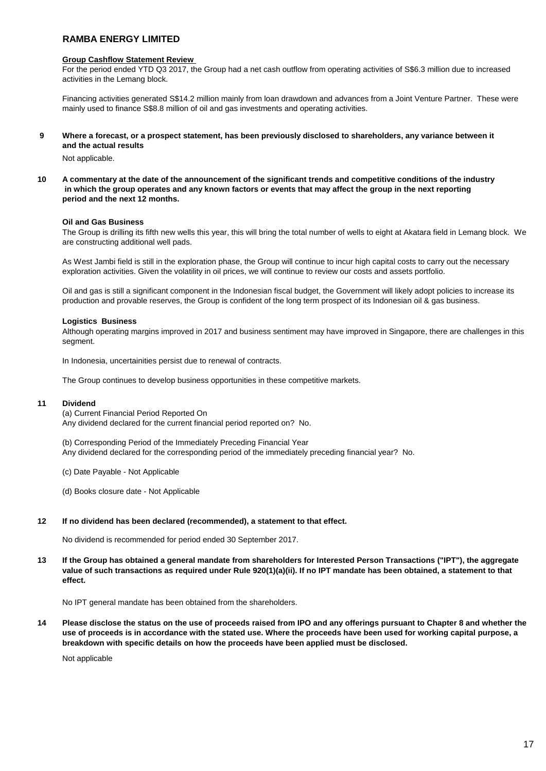**Group Cashflow Statement Review**

For the period ended YTD Q3 2017, the Group had a net cash outflow from operating activities of S$6.3 million due to increased activities in the Lemang block.

Financing activities generated S$14.2 million mainly from loan drawdown and advances from a Joint Venture Partner. These were mainly used to finance S$8.8 million of oil and gas investments and operating activities.

**9 Where a forecast, or a prospect statement, has been previously disclosed to shareholders, any variance between it and the actual results**

Not applicable.

**10 A commentary at the date of the announcement of the significant trends and competitive conditions of the industry in which the group operates and any known factors or events that may affect the group in the next reporting period and the next 12 months.**

**Oil and Gas Business**

The Group is drilling its fifth new wells this year, this will bring the total number of wells to eight at Akatara field in Lemang block. We are constructing additional well pads.

As West Jambi field is still in the exploration phase, the Group will continue to incur high capital costs to carry out the necessary exploration activities. Given the volatility in oil prices, we will continue to review our costs and assets portfolio.

Oil and gas is still a significant component in the Indonesian fiscal budget, the Government will likely adopt policies to increase its production and provable reserves, the Group is confident of the long term prospect of its Indonesian oil & gas business.

**Logistics Business**

Although operating margins improved in 2017 and business sentiment may have improved in Singapore, there are challenges in this segment.

In Indonesia, uncertainities persist due to renewal of contracts.

The Group continues to develop business opportunities in these competitive markets.

**11 Dividend**

(a) Current Financial Period Reported On
Any dividend declared for the current financial period reported on? No.

(b) Corresponding Period of the Immediately Preceding Financial Year
Any dividend declared for the corresponding period of the immediately preceding financial year? No.

(c) Date Payable - Not Applicable

(d) Books closure date - Not Applicable

**12 If no dividend has been declared (recommended), a statement to that effect.**

No dividend is recommended for period ended 30 September 2017.

**13 If the Group has obtained a general mandate from shareholders for Interested Person Transactions ("IPT"), the aggregate value of such transactions as required under Rule 920(1)(a)(ii). If no IPT mandate has been obtained, a statement to that effect.**

No IPT general mandate has been obtained from the shareholders.

**14 Please disclose the status on the use of proceeds raised from IPO and any offerings pursuant to Chapter 8 and whether the use of proceeds is in accordance with the stated use. Where the proceeds have been used for working capital purpose, a breakdown with specific details on how the proceeds have been applied must be disclosed.**

Not applicable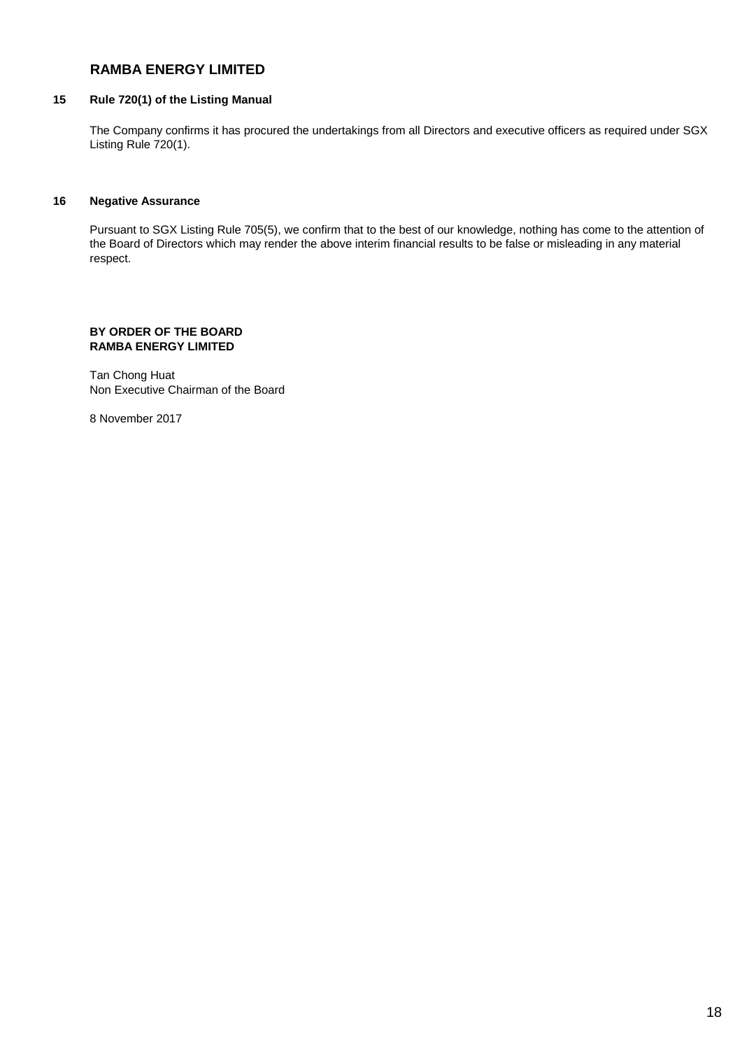# RAMBA ENERGY LIMITED

## 15 Rule 720(1) of the Listing Manual

The Company confirms it has procured the undertakings from all Directors and executive officers as required under SGX Listing Rule 720(1).

## 16 Negative Assurance

Pursuant to SGX Listing Rule 705(5), we confirm that to the best of our knowledge, nothing has come to the attention of the Board of Directors which may render the above interim financial results to be false or misleading in any material respect.

**BY ORDER OF THE BOARD**
**RAMBA ENERGY LIMITED**

Tan Chong Huat
Non Executive Chairman of the Board

8 November 2017